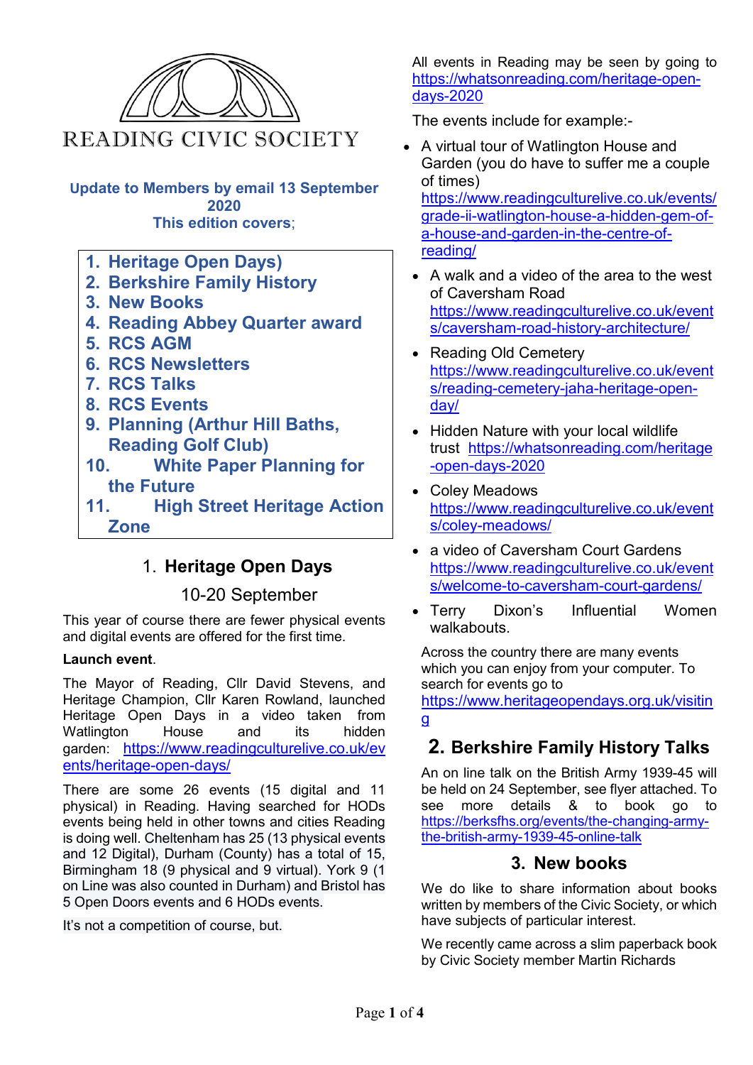# READING CIVIC SOCIETY

**Update to Members by email 13 September 2020**
**This edition covers**;

1. **Heritage Open Days)**
2. **Berkshire Family History**
3. **New Books**
4. **Reading Abbey Quarter award**
5. **RCS AGM**
6. **RCS Newsletters**
7. **RCS Talks**
8. **RCS Events**
9. **Planning (Arthur Hill Baths, Reading Golf Club)**
10. **White Paper Planning for the Future**
11. **High Street Heritage Action Zone**

## 1. Heritage Open Days

10-20 September

This year of course there are fewer physical events and digital events are offered for the first time.

**Launch event**.

The Mayor of Reading, Cllr David Stevens, and Heritage Champion, Cllr Karen Rowland, launched Heritage Open Days in a video taken from Watlington House and its hidden garden: https://www.readingculturelive.co.uk/events/heritage-open-days/

There are some 26 events (15 digital and 11 physical) in Reading. Having searched for HODs events being held in other towns and cities Reading is doing well. Cheltenham has 25 (13 physical events and 12 Digital), Durham (County) has a total of 15, Birmingham 18 (9 physical and 9 virtual). York 9 (1 on Line was also counted in Durham) and Bristol has 5 Open Doors events and 6 HODs events.

It's not a competition of course, but.

All events in Reading may be seen by going to https://whatsonreading.com/heritage-open-days-2020

The events include for example:-

- A virtual tour of Watlington House and Garden (you do have to suffer me a couple of times) https://www.readingculturelive.co.uk/events/grade-ii-watlington-house-a-hidden-gem-of-a-house-and-garden-in-the-centre-of-reading/
- A walk and a video of the area to the west of Caversham Road https://www.readingculturelive.co.uk/events/caversham-road-history-architecture/
- Reading Old Cemetery https://www.readingculturelive.co.uk/events/reading-cemetery-jaha-heritage-open-day/
- Hidden Nature with your local wildlife trust https://whatsonreading.com/heritage-open-days-2020
- Coley Meadows https://www.readingculturelive.co.uk/events/coley-meadows/
- a video of Caversham Court Gardens https://www.readingculturelive.co.uk/events/welcome-to-caversham-court-gardens/
- Terry Dixon's Influential Women walkabouts.

Across the country there are many events which you can enjoy from your computer. To search for events go to https://www.heritageopendays.org.uk/visiting

## 2. Berkshire Family History Talks

An on line talk on the British Army 1939-45 will be held on 24 September, see flyer attached. To see more details & to book go to https://berksfhs.org/events/the-changing-army-the-british-army-1939-45-online-talk

## 3. New books

We do like to share information about books written by members of the Civic Society, or which have subjects of particular interest.

We recently came across a slim paperback book by Civic Society member Martin Richards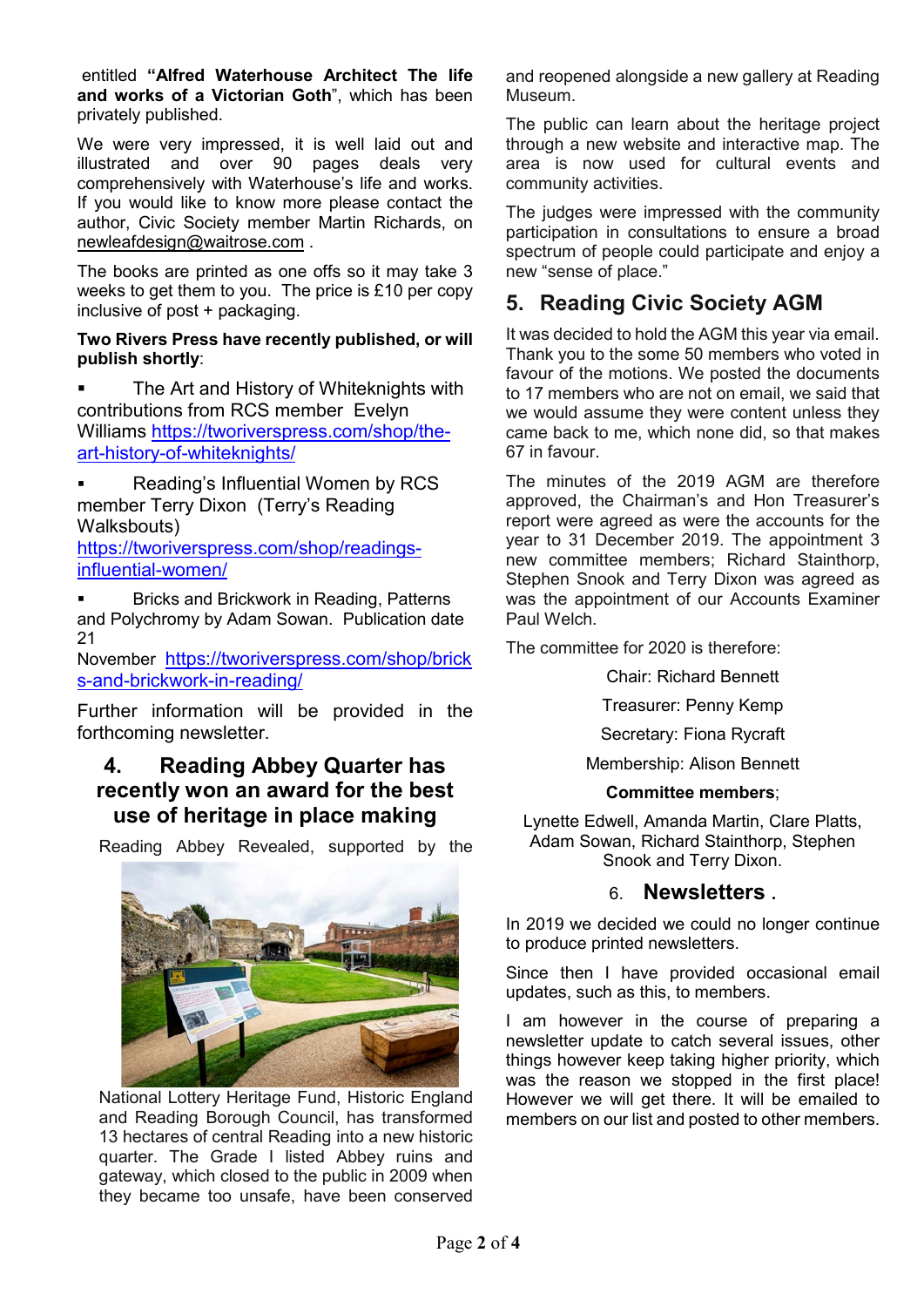entitled **"Alfred Waterhouse Architect The life and works of a Victorian Goth"**, which has been privately published.

We were very impressed, it is well laid out and illustrated and over 90 pages deals very comprehensively with Waterhouse's life and works. If you would like to know more please contact the author, Civic Society member Martin Richards, on newleafdesign@waitrose.com .

The books are printed as one offs so it may take 3 weeks to get them to you. The price is £10 per copy inclusive of post + packaging.

**Two Rivers Press have recently published, or will publish shortly**:

- The Art and History of Whiteknights with contributions from RCS member Evelyn Williams https://tworiverspress.com/shop/the-art-history-of-whiteknights/
- Reading's Influential Women by RCS member Terry Dixon (Terry's Reading Walksbouts) https://tworiverspress.com/shop/readings-influential-women/
- Bricks and Brickwork in Reading, Patterns and Polychromy by Adam Sowan. Publication date 21 November https://tworiverspress.com/shop/bricks-and-brickwork-in-reading/

Further information will be provided in the forthcoming newsletter.

## 4. Reading Abbey Quarter has recently won an award for the best use of heritage in place making

Reading Abbey Revealed, supported by the National Lottery Heritage Fund, Historic England and Reading Borough Council, has transformed 13 hectares of central Reading into a new historic quarter. The Grade I listed Abbey ruins and gateway, which closed to the public in 2009 when they became too unsafe, have been conserved and reopened alongside a new gallery at Reading Museum.

The public can learn about the heritage project through a new website and interactive map. The area is now used for cultural events and community activities.

The judges were impressed with the community participation in consultations to ensure a broad spectrum of people could participate and enjoy a new "sense of place."

## 5. Reading Civic Society AGM

It was decided to hold the AGM this year via email. Thank you to the some 50 members who voted in favour of the motions. We posted the documents to 17 members who are not on email, we said that we would assume they were content unless they came back to me, which none did, so that makes 67 in favour.

The minutes of the 2019 AGM are therefore approved, the Chairman's and Hon Treasurer's report were agreed as were the accounts for the year to 31 December 2019. The appointment 3 new committee members; Richard Stainthorp, Stephen Snook and Terry Dixon was agreed as was the appointment of our Accounts Examiner Paul Welch.

The committee for 2020 is therefore:

Chair: Richard Bennett

Treasurer: Penny Kemp

Secretary: Fiona Rycraft

Membership: Alison Bennett

**Committee members**;

Lynette Edwell, Amanda Martin, Clare Platts, Adam Sowan, Richard Stainthorp, Stephen Snook and Terry Dixon.

## 6. Newsletters .

In 2019 we decided we could no longer continue to produce printed newsletters.

Since then I have provided occasional email updates, such as this, to members.

I am however in the course of preparing a newsletter update to catch several issues, other things however keep taking higher priority, which was the reason we stopped in the first place! However we will get there. It will be emailed to members on our list and posted to other members.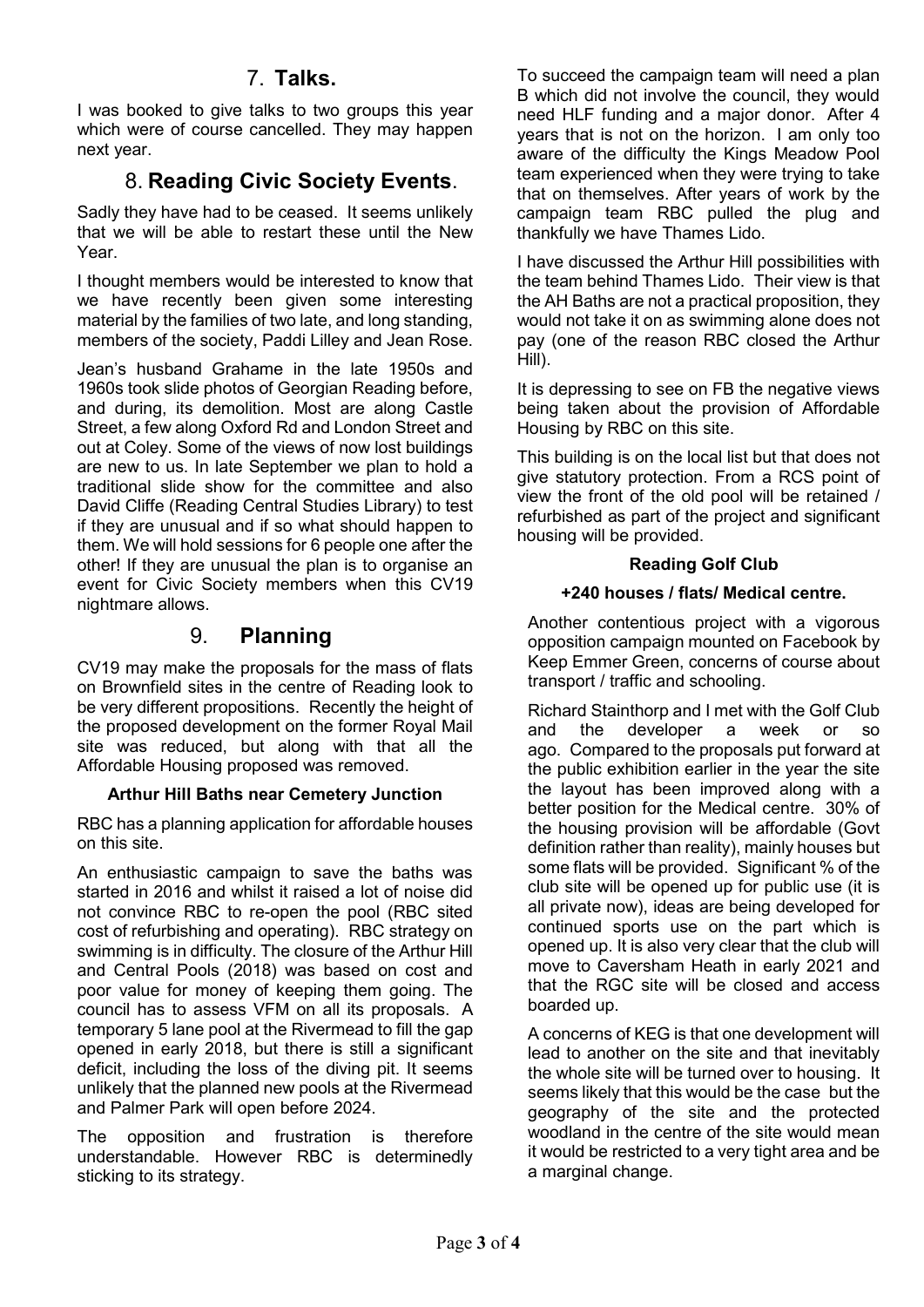## 7. **Talks.**

I was booked to give talks to two groups this year which were of course cancelled. They may happen next year.

## 8. **Reading Civic Society Events**.

Sadly they have had to be ceased. It seems unlikely that we will be able to restart these until the New Year.

I thought members would be interested to know that we have recently been given some interesting material by the families of two late, and long standing, members of the society, Paddi Lilley and Jean Rose.

Jean's husband Grahame in the late 1950s and 1960s took slide photos of Georgian Reading before, and during, its demolition. Most are along Castle Street, a few along Oxford Rd and London Street and out at Coley. Some of the views of now lost buildings are new to us. In late September we plan to hold a traditional slide show for the committee and also David Cliffe (Reading Central Studies Library) to test if they are unusual and if so what should happen to them. We will hold sessions for 6 people one after the other! If they are unusual the plan is to organise an event for Civic Society members when this CV19 nightmare allows.

## 9. **Planning**

CV19 may make the proposals for the mass of flats on Brownfield sites in the centre of Reading look to be very different propositions. Recently the height of the proposed development on the former Royal Mail site was reduced, but along with that all the Affordable Housing proposed was removed.

**Arthur Hill Baths near Cemetery Junction**

RBC has a planning application for affordable houses on this site.

An enthusiastic campaign to save the baths was started in 2016 and whilst it raised a lot of noise did not convince RBC to re-open the pool (RBC sited cost of refurbishing and operating). RBC strategy on swimming is in difficulty. The closure of the Arthur Hill and Central Pools (2018) was based on cost and poor value for money of keeping them going. The council has to assess VFM on all its proposals. A temporary 5 lane pool at the Rivermead to fill the gap opened in early 2018, but there is still a significant deficit, including the loss of the diving pit. It seems unlikely that the planned new pools at the Rivermead and Palmer Park will open before 2024.

The opposition and frustration is therefore understandable. However RBC is determinedly sticking to its strategy.

To succeed the campaign team will need a plan B which did not involve the council, they would need HLF funding and a major donor. After 4 years that is not on the horizon. I am only too aware of the difficulty the Kings Meadow Pool team experienced when they were trying to take that on themselves. After years of work by the campaign team RBC pulled the plug and thankfully we have Thames Lido.

I have discussed the Arthur Hill possibilities with the team behind Thames Lido. Their view is that the AH Baths are not a practical proposition, they would not take it on as swimming alone does not pay (one of the reason RBC closed the Arthur Hill).

It is depressing to see on FB the negative views being taken about the provision of Affordable Housing by RBC on this site.

This building is on the local list but that does not give statutory protection. From a RCS point of view the front of the old pool will be retained / refurbished as part of the project and significant housing will be provided.

**Reading Golf Club**

**+240 houses / flats/ Medical centre.**

Another contentious project with a vigorous opposition campaign mounted on Facebook by Keep Emmer Green, concerns of course about transport / traffic and schooling.

Richard Stainthorp and I met with the Golf Club and the developer a week or so ago. Compared to the proposals put forward at the public exhibition earlier in the year the site the layout has been improved along with a better position for the Medical centre. 30% of the housing provision will be affordable (Govt definition rather than reality), mainly houses but some flats will be provided. Significant % of the club site will be opened up for public use (it is all private now), ideas are being developed for continued sports use on the part which is opened up. It is also very clear that the club will move to Caversham Heath in early 2021 and that the RGC site will be closed and access boarded up.

A concerns of KEG is that one development will lead to another on the site and that inevitably the whole site will be turned over to housing. It seems likely that this would be the case but the geography of the site and the protected woodland in the centre of the site would mean it would be restricted to a very tight area and be a marginal change.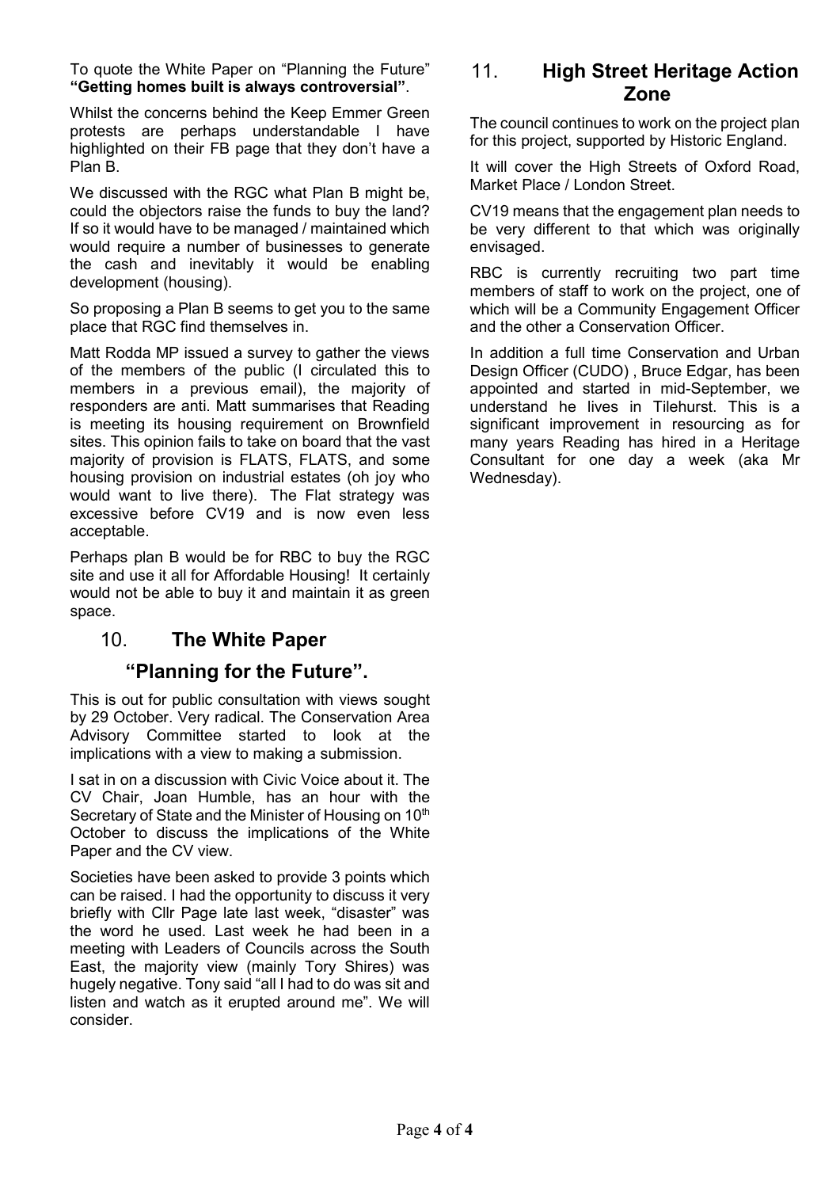To quote the White Paper on "Planning the Future" **"Getting homes built is always controversial"**.

Whilst the concerns behind the Keep Emmer Green protests are perhaps understandable I have highlighted on their FB page that they don't have a Plan B.

We discussed with the RGC what Plan B might be, could the objectors raise the funds to buy the land? If so it would have to be managed / maintained which would require a number of businesses to generate the cash and inevitably it would be enabling development (housing).

So proposing a Plan B seems to get you to the same place that RGC find themselves in.

Matt Rodda MP issued a survey to gather the views of the members of the public (I circulated this to members in a previous email), the majority of responders are anti. Matt summarises that Reading is meeting its housing requirement on Brownfield sites. This opinion fails to take on board that the vast majority of provision is FLATS, FLATS, and some housing provision on industrial estates (oh joy who would want to live there). The Flat strategy was excessive before CV19 and is now even less acceptable.

Perhaps plan B would be for RBC to buy the RGC site and use it all for Affordable Housing! It certainly would not be able to buy it and maintain it as green space.

## 10. The White Paper "Planning for the Future".

This is out for public consultation with views sought by 29 October. Very radical. The Conservation Area Advisory Committee started to look at the implications with a view to making a submission.

I sat in on a discussion with Civic Voice about it. The CV Chair, Joan Humble, has an hour with the Secretary of State and the Minister of Housing on 10th October to discuss the implications of the White Paper and the CV view.

Societies have been asked to provide 3 points which can be raised. I had the opportunity to discuss it very briefly with Cllr Page late last week, "disaster" was the word he used. Last week he had been in a meeting with Leaders of Councils across the South East, the majority view (mainly Tory Shires) was hugely negative. Tony said "all I had to do was sit and listen and watch as it erupted around me". We will consider.

## 11. High Street Heritage Action Zone

The council continues to work on the project plan for this project, supported by Historic England.

It will cover the High Streets of Oxford Road, Market Place / London Street.

CV19 means that the engagement plan needs to be very different to that which was originally envisaged.

RBC is currently recruiting two part time members of staff to work on the project, one of which will be a Community Engagement Officer and the other a Conservation Officer.

In addition a full time Conservation and Urban Design Officer (CUDO) , Bruce Edgar, has been appointed and started in mid-September, we understand he lives in Tilehurst. This is a significant improvement in resourcing as for many years Reading has hired in a Heritage Consultant for one day a week (aka Mr Wednesday).